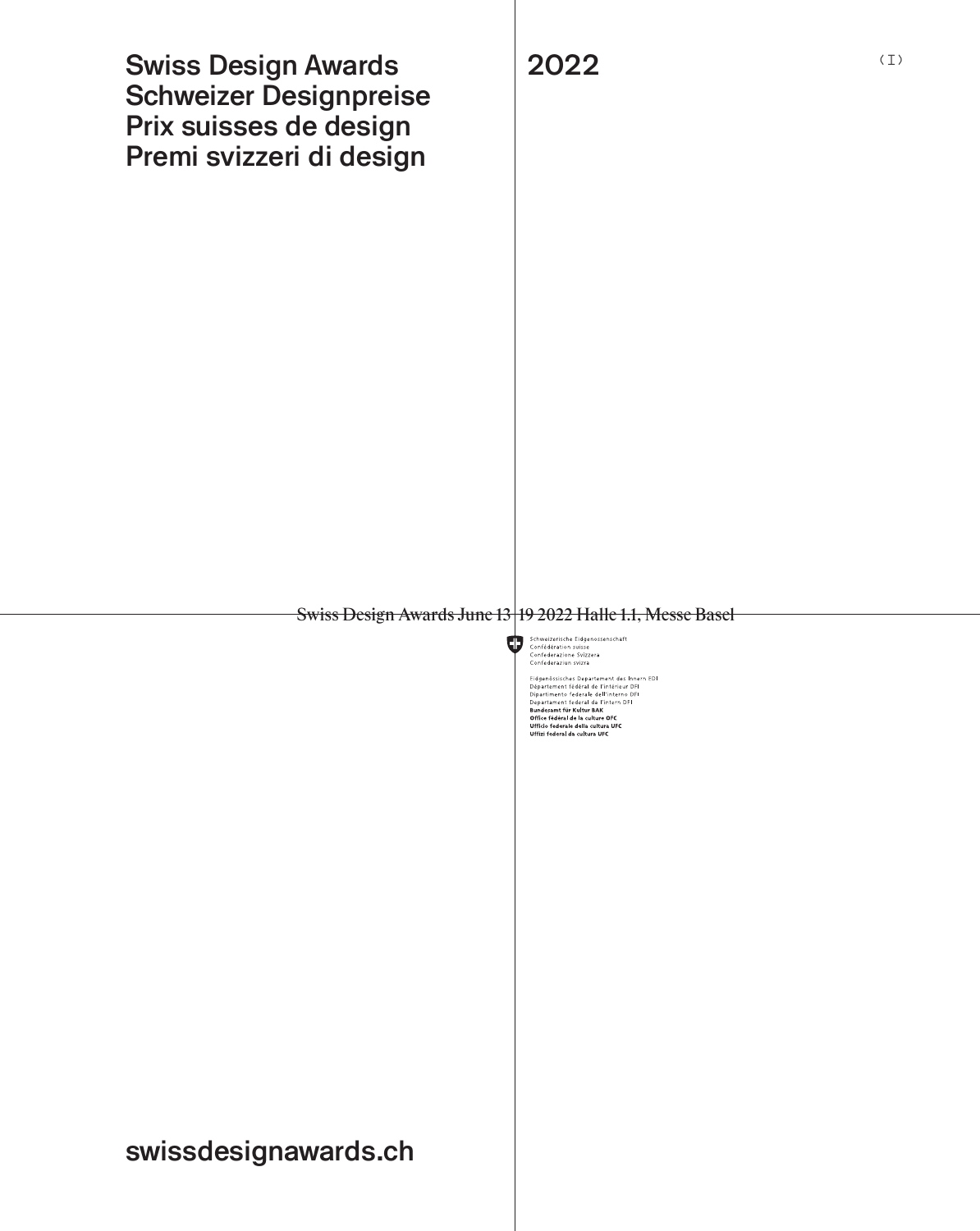# Swiss Design Awards
# Schweizer Designpreise
# Prix suisses de design
# Premi svizzeri di design

# 2022

(I)

Swiss Design Awards June 13–19 2022 Halle 1.1, Messe Basel

Schweizerische Eidgenossenschaft
Confédération suisse
Confederazione Svizzera
Confederaziun svizra

Eidgenössisches Departement des Innern EDI
Département fédéral de l'intérieur DFI
Dipartimento federale dell'interno DFI
Departament federal da l'intern DFI
**Bundesamt für Kultur BAK**
**Office fédéral de la culture OFC**
**Ufficio federale della cultura UFC**
**Uffizi federal da cultura UFC**

**swissdesignawards.ch**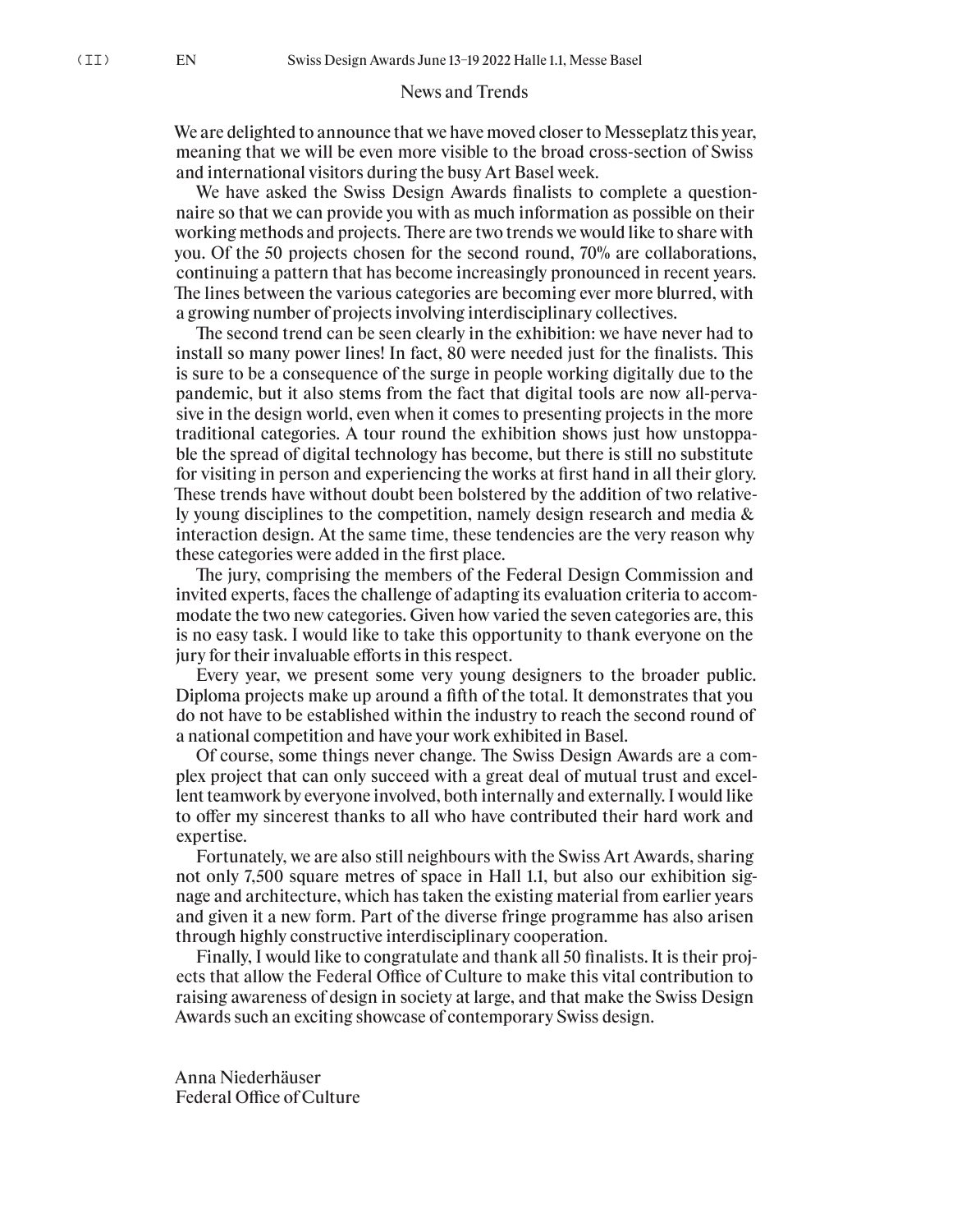## News and Trends

We are delighted to announce that we have moved closer to Messeplatz this year, meaning that we will be even more visible to the broad cross-section of Swiss and international visitors during the busy Art Basel week.

We have asked the Swiss Design Awards finalists to complete a questionnaire so that we can provide you with as much information as possible on their working methods and projects. There are two trends we would like to share with you. Of the 50 projects chosen for the second round, 70% are collaborations, continuing a pattern that has become increasingly pronounced in recent years. The lines between the various categories are becoming ever more blurred, with a growing number of projects involving interdisciplinary collectives.

The second trend can be seen clearly in the exhibition: we have never had to install so many power lines! In fact, 80 were needed just for the finalists. This is sure to be a consequence of the surge in people working digitally due to the pandemic, but it also stems from the fact that digital tools are now all-pervasive in the design world, even when it comes to presenting projects in the more traditional categories. A tour round the exhibition shows just how unstoppable the spread of digital technology has become, but there is still no substitute for visiting in person and experiencing the works at first hand in all their glory. These trends have without doubt been bolstered by the addition of two relatively young disciplines to the competition, namely design research and media & interaction design. At the same time, these tendencies are the very reason why these categories were added in the first place.

The jury, comprising the members of the Federal Design Commission and invited experts, faces the challenge of adapting its evaluation criteria to accommodate the two new categories. Given how varied the seven categories are, this is no easy task. I would like to take this opportunity to thank everyone on the jury for their invaluable efforts in this respect.

Every year, we present some very young designers to the broader public. Diploma projects make up around a fifth of the total. It demonstrates that you do not have to be established within the industry to reach the second round of a national competition and have your work exhibited in Basel.

Of course, some things never change. The Swiss Design Awards are a complex project that can only succeed with a great deal of mutual trust and excellent teamwork by everyone involved, both internally and externally. I would like to offer my sincerest thanks to all who have contributed their hard work and expertise.

Fortunately, we are also still neighbours with the Swiss Art Awards, sharing not only 7,500 square metres of space in Hall 1.1, but also our exhibition signage and architecture, which has taken the existing material from earlier years and given it a new form. Part of the diverse fringe programme has also arisen through highly constructive interdisciplinary cooperation.

Finally, I would like to congratulate and thank all 50 finalists. It is their projects that allow the Federal Office of Culture to make this vital contribution to raising awareness of design in society at large, and that make the Swiss Design Awards such an exciting showcase of contemporary Swiss design.

Anna Niederhäuser
Federal Office of Culture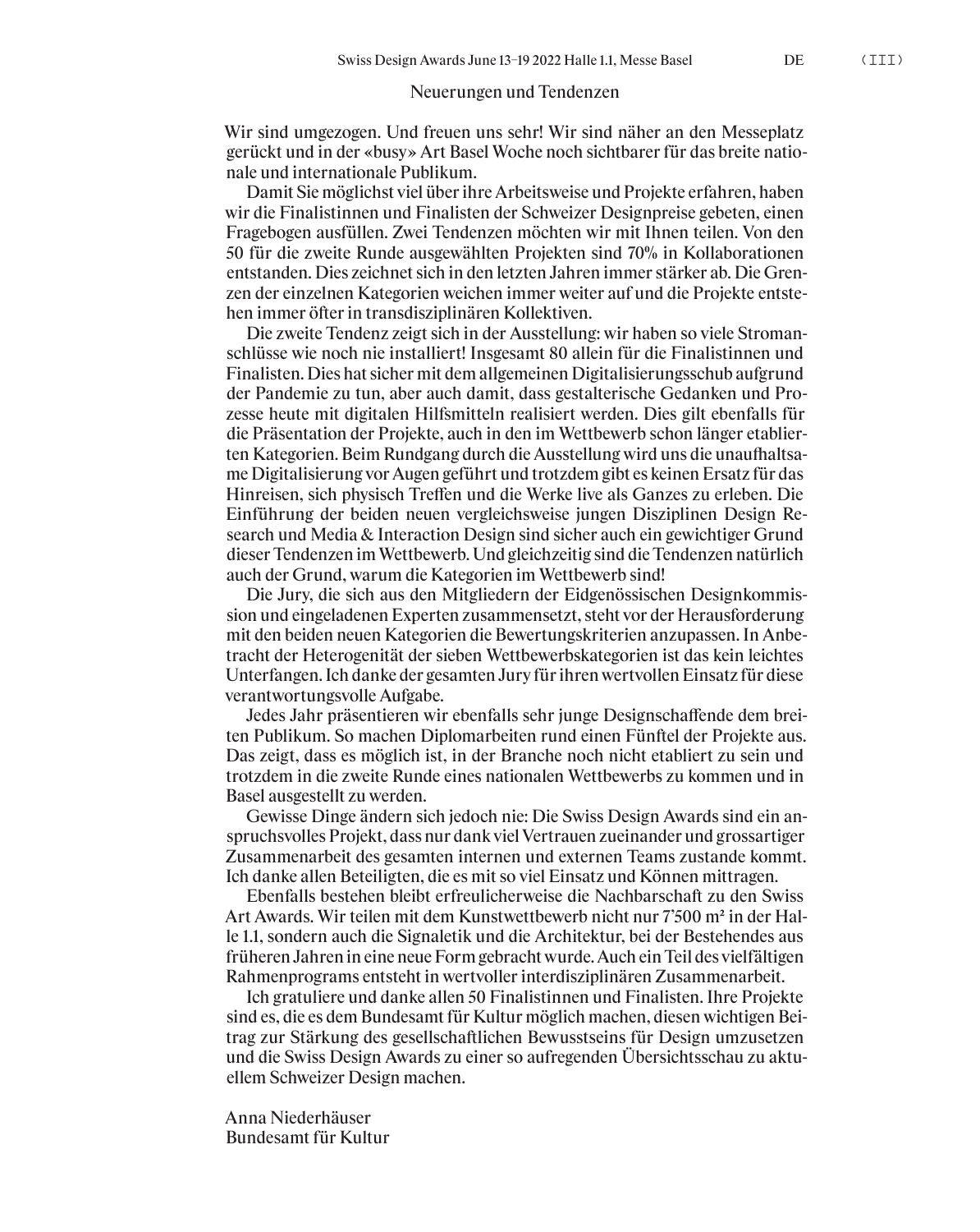# Neuerungen und Tendenzen

Wir sind umgezogen. Und freuen uns sehr! Wir sind näher an den Messeplatz gerückt und in der «busy» Art Basel Woche noch sichtbarer für das breite nationale und internationale Publikum.

Damit Sie möglichst viel über ihre Arbeitsweise und Projekte erfahren, haben wir die Finalistinnen und Finalisten der Schweizer Designpreise gebeten, einen Fragebogen ausfüllen. Zwei Tendenzen möchten wir mit Ihnen teilen. Von den 50 für die zweite Runde ausgewählten Projekten sind 70% in Kollaborationen entstanden. Dies zeichnet sich in den letzten Jahren immer stärker ab. Die Grenzen der einzelnen Kategorien weichen immer weiter auf und die Projekte entstehen immer öfter in transdisziplinären Kollektiven.

Die zweite Tendenz zeigt sich in der Ausstellung: wir haben so viele Stromanschlüsse wie noch nie installiert! Insgesamt 80 allein für die Finalistinnen und Finalisten. Dies hat sicher mit dem allgemeinen Digitalisierungsschub aufgrund der Pandemie zu tun, aber auch damit, dass gestalterische Gedanken und Prozesse heute mit digitalen Hilfsmitteln realisiert werden. Dies gilt ebenfalls für die Präsentation der Projekte, auch in den im Wettbewerb schon länger etablierten Kategorien. Beim Rundgang durch die Ausstellung wird uns die unaufhaltsame Digitalisierung vor Augen geführt und trotzdem gibt es keinen Ersatz für das Hinreisen, sich physisch Treffen und die Werke live als Ganzes zu erleben. Die Einführung der beiden neuen vergleichsweise jungen Disziplinen Design Research und Media & Interaction Design sind sicher auch ein gewichtiger Grund dieser Tendenzen im Wettbewerb. Und gleichzeitig sind die Tendenzen natürlich auch der Grund, warum die Kategorien im Wettbewerb sind!

Die Jury, die sich aus den Mitgliedern der Eidgenössischen Designkommission und eingeladenen Experten zusammensetzt, steht vor der Herausforderung mit den beiden neuen Kategorien die Bewertungskriterien anzupassen. In Anbetracht der Heterogenität der sieben Wettbewerbskategorien ist das kein leichtes Unterfangen. Ich danke der gesamten Jury für ihren wertvollen Einsatz für diese verantwortungsvolle Aufgabe.

Jedes Jahr präsentieren wir ebenfalls sehr junge Designschaffende dem breiten Publikum. So machen Diplomarbeiten rund einen Fünftel der Projekte aus. Das zeigt, dass es möglich ist, in der Branche noch nicht etabliert zu sein und trotzdem in die zweite Runde eines nationalen Wettbewerbs zu kommen und in Basel ausgestellt zu werden.

Gewisse Dinge ändern sich jedoch nie: Die Swiss Design Awards sind ein anspruchsvolles Projekt, dass nur dank viel Vertrauen zueinander und grossartiger Zusammenarbeit des gesamten internen und externen Teams zustande kommt. Ich danke allen Beteiligten, die es mit so viel Einsatz und Können mittragen.

Ebenfalls bestehen bleibt erfreulicherweise die Nachbarschaft zu den Swiss Art Awards. Wir teilen mit dem Kunstwettbewerb nicht nur 7'500 m² in der Halle 1.1, sondern auch die Signaletik und die Architektur, bei der Bestehendes aus früheren Jahren in eine neue Form gebracht wurde. Auch ein Teil des vielfältigen Rahmenprograms entsteht in wertvoller interdisziplinären Zusammenarbeit.

Ich gratuliere und danke allen 50 Finalistinnen und Finalisten. Ihre Projekte sind es, die es dem Bundesamt für Kultur möglich machen, diesen wichtigen Beitrag zur Stärkung des gesellschaftlichen Bewusstseins für Design umzusetzen und die Swiss Design Awards zu einer so aufregenden Übersichtsschau zu aktuellem Schweizer Design machen.

Anna Niederhäuser
Bundesamt für Kultur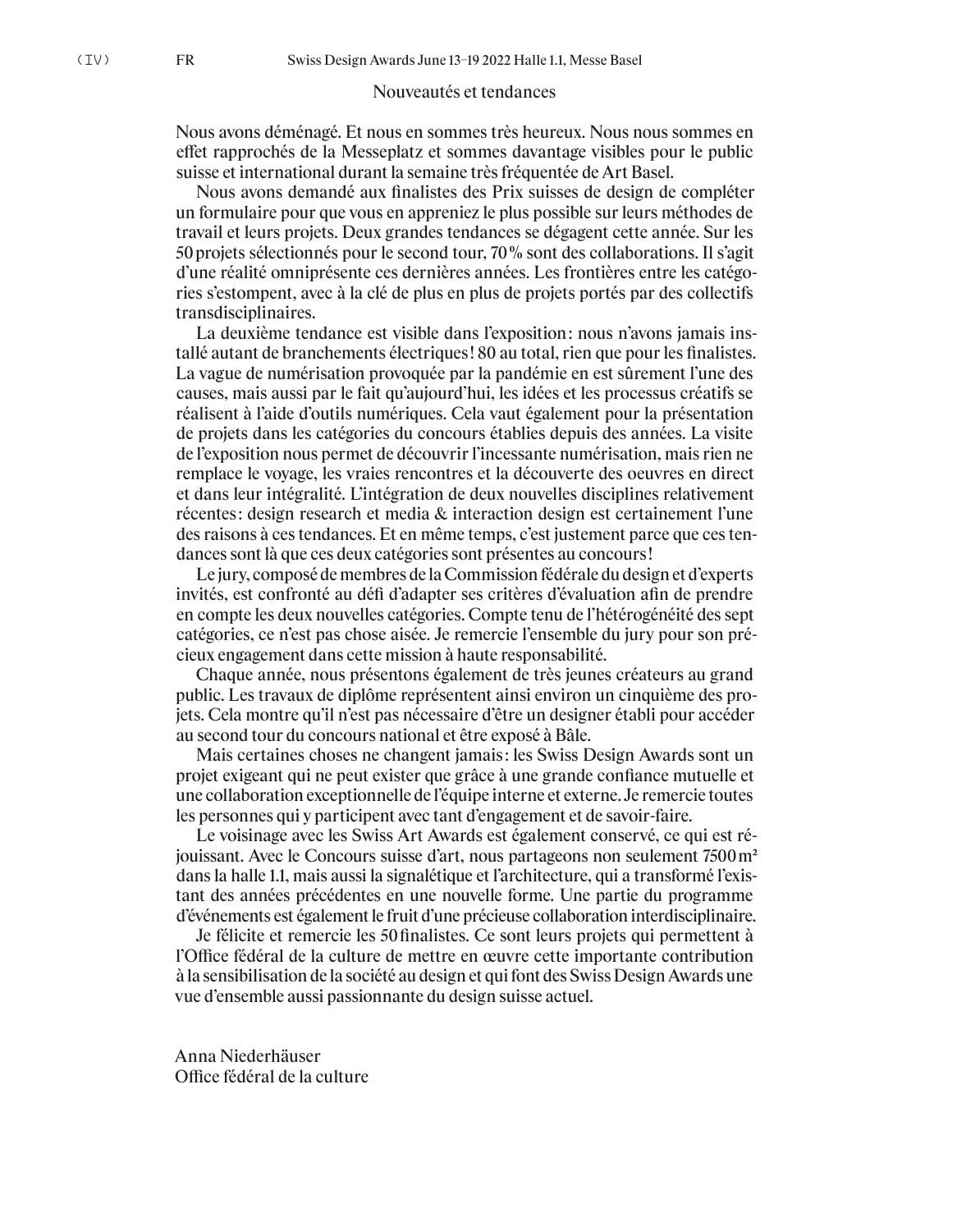## Nouveautés et tendances

Nous avons déménagé. Et nous en sommes très heureux. Nous nous sommes en effet rapprochés de la Messeplatz et sommes davantage visibles pour le public suisse et international durant la semaine très fréquentée de Art Basel.

Nous avons demandé aux finalistes des Prix suisses de design de compléter un formulaire pour que vous en appreniez le plus possible sur leurs méthodes de travail et leurs projets. Deux grandes tendances se dégagent cette année. Sur les 50 projets sélectionnés pour le second tour, 70 % sont des collaborations. Il s'agit d'une réalité omniprésente ces dernières années. Les frontières entre les catégories s'estompent, avec à la clé de plus en plus de projets portés par des collectifs transdisciplinaires.

La deuxième tendance est visible dans l'exposition : nous n'avons jamais installé autant de branchements électriques ! 80 au total, rien que pour les finalistes. La vague de numérisation provoquée par la pandémie en est sûrement l'une des causes, mais aussi par le fait qu'aujourd'hui, les idées et les processus créatifs se réalisent à l'aide d'outils numériques. Cela vaut également pour la présentation de projets dans les catégories du concours établies depuis des années. La visite de l'exposition nous permet de découvrir l'incessante numérisation, mais rien ne remplace le voyage, les vraies rencontres et la découverte des oeuvres en direct et dans leur intégralité. L'intégration de deux nouvelles disciplines relativement récentes : design research et media & interaction design est certainement l'une des raisons à ces tendances. Et en même temps, c'est justement parce que ces tendances sont là que ces deux catégories sont présentes au concours !

Le jury, composé de membres de la Commission fédérale du design et d'experts invités, est confronté au défi d'adapter ses critères d'évaluation afin de prendre en compte les deux nouvelles catégories. Compte tenu de l'hétérogénéité des sept catégories, ce n'est pas chose aisée. Je remercie l'ensemble du jury pour son précieux engagement dans cette mission à haute responsabilité.

Chaque année, nous présentons également de très jeunes créateurs au grand public. Les travaux de diplôme représentent ainsi environ un cinquième des projets. Cela montre qu'il n'est pas nécessaire d'être un designer établi pour accéder au second tour du concours national et être exposé à Bâle.

Mais certaines choses ne changent jamais : les Swiss Design Awards sont un projet exigeant qui ne peut exister que grâce à une grande confiance mutuelle et une collaboration exceptionnelle de l'équipe interne et externe. Je remercie toutes les personnes qui y participent avec tant d'engagement et de savoir-faire.

Le voisinage avec les Swiss Art Awards est également conservé, ce qui est réjouissant. Avec le Concours suisse d'art, nous partageons non seulement 7500 m² dans la halle 1.1, mais aussi la signalétique et l'architecture, qui a transformé l'existant des années précédentes en une nouvelle forme. Une partie du programme d'événements est également le fruit d'une précieuse collaboration interdisciplinaire.

Je félicite et remercie les 50 finalistes. Ce sont leurs projets qui permettent à l'Office fédéral de la culture de mettre en œuvre cette importante contribution à la sensibilisation de la société au design et qui font des Swiss Design Awards une vue d'ensemble aussi passionnante du design suisse actuel.

Anna Niederhäuser
Office fédéral de la culture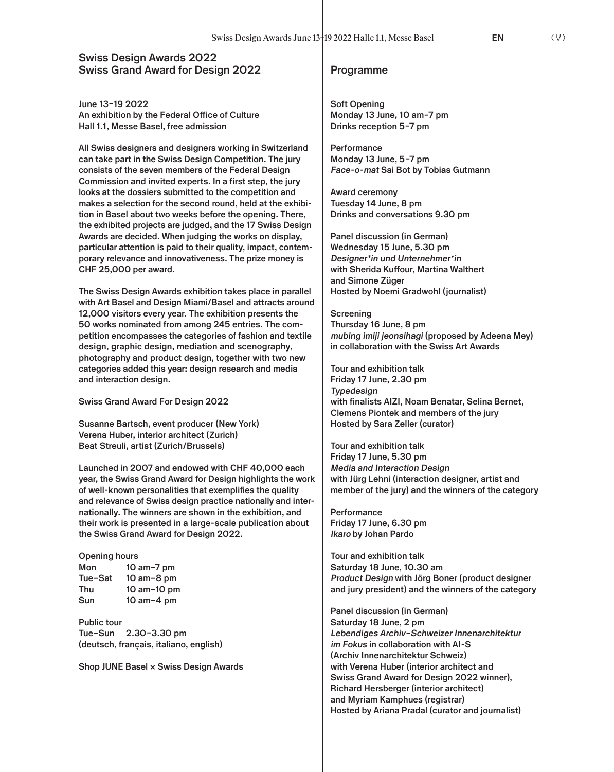## Swiss Design Awards 2022
## Swiss Grand Award for Design 2022

June 13–19 2022
An exhibition by the Federal Office of Culture
Hall 1.1, Messe Basel, free admission

All Swiss designers and designers working in Switzerland can take part in the Swiss Design Competition. The jury consists of the seven members of the Federal Design Commission and invited experts. In a first step, the jury looks at the dossiers submitted to the competition and makes a selection for the second round, held at the exhibition in Basel about two weeks before the opening. There, the exhibited projects are judged, and the 17 Swiss Design Awards are decided. When judging the works on display, particular attention is paid to their quality, impact, contemporary relevance and innovativeness. The prize money is CHF 25,000 per award.

The Swiss Design Awards exhibition takes place in parallel with Art Basel and Design Miami/Basel and attracts around 12,000 visitors every year. The exhibition presents the 50 works nominated from among 245 entries. The competition encompasses the categories of fashion and textile design, graphic design, mediation and scenography, photography and product design, together with two new categories added this year: design research and media and interaction design.

Swiss Grand Award For Design 2022

Susanne Bartsch, event producer (New York)
Verena Huber, interior architect (Zurich)
Beat Streuli, artist (Zurich/Brussels)

Launched in 2007 and endowed with CHF 40,000 each year, the Swiss Grand Award for Design highlights the work of well-known personalities that exemplifies the quality and relevance of Swiss design practice nationally and internationally. The winners are shown in the exhibition, and their work is presented in a large-scale publication about the Swiss Grand Award for Design 2022.

Opening hours

| | |
|---|---|
| Mon | 10 am–7 pm |
| Tue–Sat | 10 am–8 pm |
| Thu | 10 am–10 pm |
| Sun | 10 am–4 pm |

Public tour
Tue–Sun 2.30–3.30 pm
(deutsch, français, italiano, english)

Shop JUNE Basel × Swiss Design Awards

## Programme

Soft Opening
Monday 13 June, 10 am–7 pm
Drinks reception 5–7 pm

Performance
Monday 13 June, 5–7 pm
*Face-o-mat* Sai Bot by Tobias Gutmann

Award ceremony
Tuesday 14 June, 8 pm
Drinks and conversations 9.30 pm

Panel discussion (in German)
Wednesday 15 June, 5.30 pm
*Designer*in und Unternehmer*in*
with Sherida Kuffour, Martina Walthert and Simone Züger
Hosted by Noemi Gradwohl (journalist)

Screening
Thursday 16 June, 8 pm
*mubing imiji jeonsihagi* (proposed by Adeena Mey) in collaboration with the Swiss Art Awards

Tour and exhibition talk
Friday 17 June, 2.30 pm
*Typedesign*
with finalists AIZI, Noam Benatar, Selina Bernet, Clemens Piontek and members of the jury
Hosted by Sara Zeller (curator)

Tour and exhibition talk
Friday 17 June, 5.30 pm
*Media and Interaction Design*
with Jürg Lehni (interaction designer, artist and member of the jury) and the winners of the category

Performance
Friday 17 June, 6.30 pm
*Ikaro* by Johan Pardo

Tour and exhibition talk
Saturday 18 June, 10.30 am
*Product Design* with Jörg Boner (product designer and jury president) and the winners of the category

Panel discussion (in German)
Saturday 18 June, 2 pm
*Lebendiges Archiv–Schweizer Innenarchitektur im Fokus* in collaboration with AI-S (Archiv Innenarchitektur Schweiz)
with Verena Huber (interior architect and Swiss Grand Award for Design 2022 winner), Richard Hersberger (interior architect) and Myriam Kamphues (registrar)
Hosted by Ariana Pradal (curator and journalist)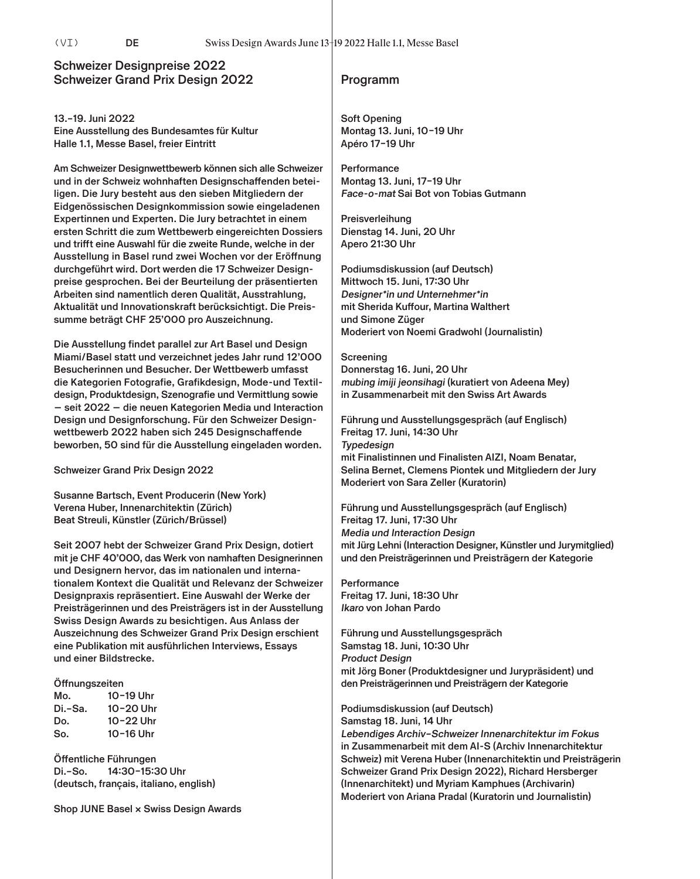## Schweizer Designpreise 2022
## Schweizer Grand Prix Design 2022

13.–19. Juni 2022
Eine Ausstellung des Bundesamtes für Kultur
Halle 1.1, Messe Basel, freier Eintritt

Am Schweizer Designwettbewerb können sich alle Schweizer und in der Schweiz wohnhaften Designschaffenden beteiligen. Die Jury besteht aus den sieben Mitgliedern der Eidgenössischen Designkommission sowie eingeladenen Expertinnen und Experten. Die Jury betrachtet in einem ersten Schritt die zum Wettbewerb eingereichten Dossiers und trifft eine Auswahl für die zweite Runde, welche in der Ausstellung in Basel rund zwei Wochen vor der Eröffnung durchgeführt wird. Dort werden die 17 Schweizer Designpreise gesprochen. Bei der Beurteilung der präsentierten Arbeiten sind namentlich deren Qualität, Ausstrahlung, Aktualität und Innovationskraft berücksichtigt. Die Preissumme beträgt CHF 25'000 pro Auszeichnung.

Die Ausstellung findet parallel zur Art Basel und Design Miami/Basel statt und verzeichnet jedes Jahr rund 12'000 Besucherinnen und Besucher. Der Wettbewerb umfasst die Kategorien Fotografie, Grafikdesign, Mode-und Textildesign, Produktdesign, Szenografie und Vermittlung sowie — seit 2022 — die neuen Kategorien Media und Interaction Design und Designforschung. Für den Schweizer Designwettbewerb 2022 haben sich 245 Designschaffende beworben, 50 sind für die Ausstellung eingeladen worden.

Schweizer Grand Prix Design 2022

Susanne Bartsch, Event Producerin (New York)
Verena Huber, Innenarchitektin (Zürich)
Beat Streuli, Künstler (Zürich/Brüssel)

Seit 2007 hebt der Schweizer Grand Prix Design, dotiert mit je CHF 40'000, das Werk von namhaften Designerinnen und Designern hervor, das im nationalen und internationalem Kontext die Qualität und Relevanz der Schweizer Designpraxis repräsentiert. Eine Auswahl der Werke der Preisträgerinnen und des Preisträgers ist in der Ausstellung Swiss Design Awards zu besichtigen. Aus Anlass der Auszeichnung des Schweizer Grand Prix Design erschient eine Publikation mit ausführlichen Interviews, Essays und einer Bildstrecke.

Öffnungszeiten

| | |
|---|---|
| Mo. | 10–19 Uhr |
| Di.–Sa. | 10–20 Uhr |
| Do. | 10–22 Uhr |
| So. | 10–16 Uhr |

Öffentliche Führungen
Di.–So. 14:30–15:30 Uhr
(deutsch, français, italiano, english)

Shop JUNE Basel × Swiss Design Awards

## Programm

Soft Opening
Montag 13. Juni, 10–19 Uhr
Apéro 17–19 Uhr

Performance
Montag 13. Juni, 17–19 Uhr
*Face-o-mat* Sai Bot von Tobias Gutmann

Preisverleihung
Dienstag 14. Juni, 20 Uhr
Apero 21:30 Uhr

Podiumsdiskussion (auf Deutsch)
Mittwoch 15. Juni, 17:30 Uhr
*Designer*in und Unternehmer*in*
mit Sherida Kuffour, Martina Walthert und Simone Züger
Moderiert von Noemi Gradwohl (Journalistin)

Screening
Donnerstag 16. Juni, 20 Uhr
*mubing imiji jeonsihagi* (kuratiert von Adeena Mey)
in Zusammenarbeit mit den Swiss Art Awards

Führung und Ausstellungsgespräch (auf Englisch)
Freitag 17. Juni, 14:30 Uhr
*Typedesign*
mit Finalistinnen und Finalisten AIZI, Noam Benatar, Selina Bernet, Clemens Piontek und Mitgliedern der Jury
Moderiert von Sara Zeller (Kuratorin)

Führung und Ausstellungsgespräch (auf Englisch)
Freitag 17. Juni, 17:30 Uhr
*Media und Interaction Design*
mit Jürg Lehni (Interaction Designer, Künstler und Jurymitglied) und den Preisträgerinnen und Preisträgern der Kategorie

Performance
Freitag 17. Juni, 18:30 Uhr
*Ikaro* von Johan Pardo

Führung und Ausstellungsgespräch
Samstag 18. Juni, 10:30 Uhr
*Product Design*
mit Jörg Boner (Produktdesigner und Jurypräsident) und den Preisträgerinnen und Preisträgern der Kategorie

Podiumsdiskussion (auf Deutsch)
Samstag 18. Juni, 14 Uhr
*Lebendiges Archiv–Schweizer Innenarchitektur im Fokus*
in Zusammenarbeit mit dem AI-S (Archiv Innenarchitektur Schweiz) mit Verena Huber (Innenarchitektin und Preisträgerin Schweizer Grand Prix Design 2022), Richard Hersberger (Innenarchitekt) und Myriam Kamphues (Archivarin)
Moderiert von Ariana Pradal (Kuratorin und Journalistin)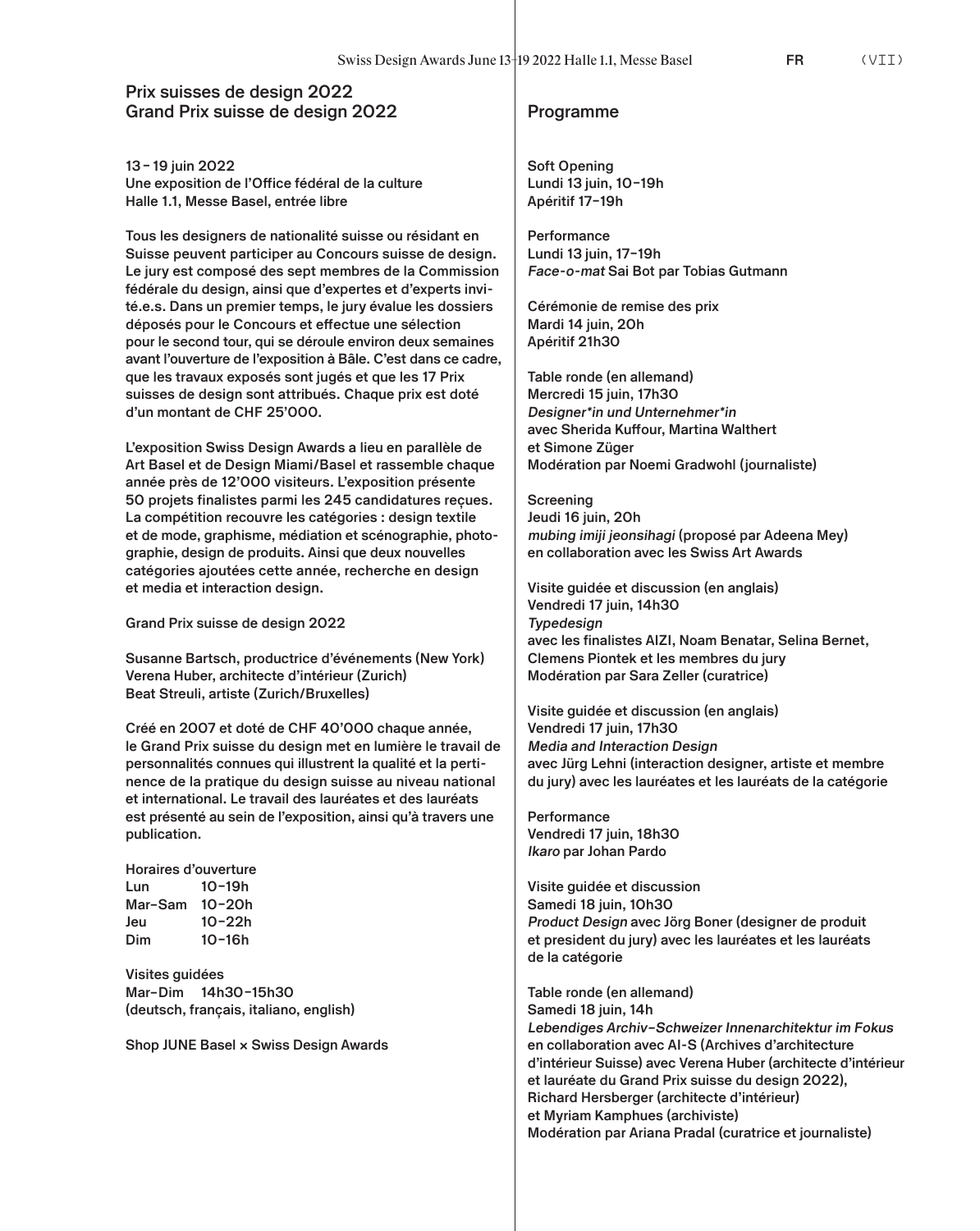## Prix suisses de design 2022
## Grand Prix suisse de design 2022

13 – 19 juin 2022
Une exposition de l'Office fédéral de la culture
Halle 1.1, Messe Basel, entrée libre

Tous les designers de nationalité suisse ou résidant en Suisse peuvent participer au Concours suisse de design. Le jury est composé des sept membres de la Commission fédérale du design, ainsi que d'expertes et d'experts invité.e.s. Dans un premier temps, le jury évalue les dossiers déposés pour le Concours et effectue une sélection pour le second tour, qui se déroule environ deux semaines avant l'ouverture de l'exposition à Bâle. C'est dans ce cadre, que les travaux exposés sont jugés et que les 17 Prix suisses de design sont attribués. Chaque prix est doté d'un montant de CHF 25'000.

L'exposition Swiss Design Awards a lieu en parallèle de Art Basel et de Design Miami/Basel et rassemble chaque année près de 12'000 visiteurs. L'exposition présente 50 projets finalistes parmi les 245 candidatures reçues. La compétition recouvre les catégories : design textile et de mode, graphisme, médiation et scénographie, photographie, design de produits. Ainsi que deux nouvelles catégories ajoutées cette année, recherche en design et media et interaction design.

Grand Prix suisse de design 2022

Susanne Bartsch, productrice d'événements (New York)
Verena Huber, architecte d'intérieur (Zurich)
Beat Streuli, artiste (Zurich/Bruxelles)

Créé en 2007 et doté de CHF 40'000 chaque année, le Grand Prix suisse du design met en lumière le travail de personnalités connues qui illustrent la qualité et la pertinence de la pratique du design suisse au niveau national et international. Le travail des lauréates et des lauréats est présenté au sein de l'exposition, ainsi qu'à travers une publication.

Horaires d'ouverture

| | |
|---|---|
| Lun | 10–19h |
| Mar–Sam | 10–20h |
| Jeu | 10–22h |
| Dim | 10–16h |

Visites guidées
Mar–Dim 14h30–15h30
(deutsch, français, italiano, english)

Shop JUNE Basel × Swiss Design Awards

## Programme

Soft Opening
Lundi 13 juin, 10–19h
Apéritif 17–19h

Performance
Lundi 13 juin, 17–19h
*Face-o-mat* Sai Bot par Tobias Gutmann

Cérémonie de remise des prix
Mardi 14 juin, 20h
Apéritif 21h30

Table ronde (en allemand)
Mercredi 15 juin, 17h30
*Designer*in und Unternehmer*in*
avec Sherida Kuffour, Martina Walthert et Simone Züger
Modération par Noemi Gradwohl (journaliste)

Screening
Jeudi 16 juin, 20h
*mubing imiji jeonsihagi* (proposé par Adeena Mey) en collaboration avec les Swiss Art Awards

Visite guidée et discussion (en anglais)
Vendredi 17 juin, 14h30
*Typedesign*
avec les finalistes AIZI, Noam Benatar, Selina Bernet, Clemens Piontek et les membres du jury
Modération par Sara Zeller (curatrice)

Visite guidée et discussion (en anglais)
Vendredi 17 juin, 17h30
*Media and Interaction Design*
avec Jürg Lehni (interaction designer, artiste et membre du jury) avec les lauréates et les lauréats de la catégorie

Performance
Vendredi 17 juin, 18h30
*Ikaro* par Johan Pardo

Visite guidée et discussion
Samedi 18 juin, 10h30
*Product Design* avec Jörg Boner (designer de produit et president du jury) avec les lauréates et les lauréats de la catégorie

Table ronde (en allemand)
Samedi 18 juin, 14h
*Lebendiges Archiv–Schweizer Innenarchitektur im Fokus*
en collaboration avec AI-S (Archives d'architecture d'intérieur Suisse) avec Verena Huber (architecte d'intérieur et lauréate du Grand Prix suisse du design 2022), Richard Hersberger (architecte d'intérieur) et Myriam Kamphues (archiviste)
Modération par Ariana Pradal (curatrice et journaliste)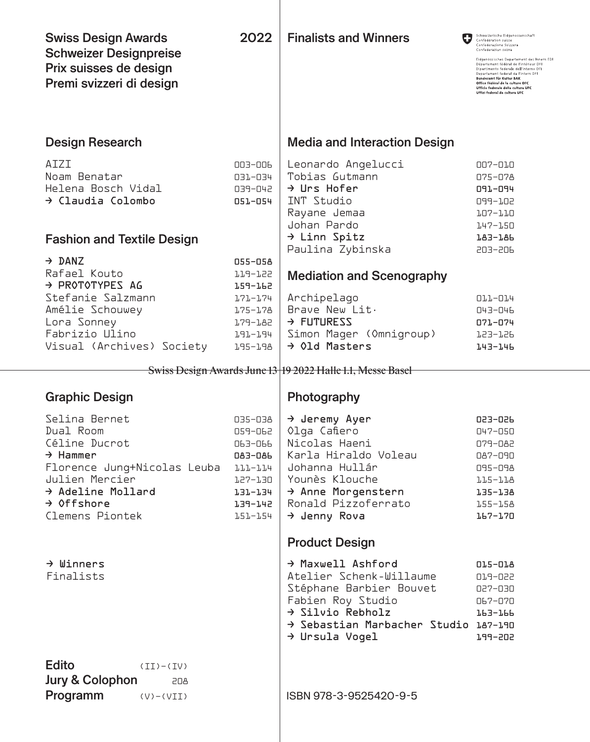# Swiss Design Awards
# Schweizer Designpreise
# Prix suisses de design
# Premi svizzeri di design

2022

## Finalists and Winners

Schweizerische Eidgenossenschaft
Confédération suisse
Confederazione Svizzera
Confederaziun svizra

Eidgenössisches Departement des Innern EDI
Département fédéral de l'intérieur DFI
Dipartimento federale dell'interno DFI
Departament federal da l'intern DFI
**Bundesamt für Kultur BAK**
**Office fédéral de la culture OFC**
**Ufficio federale della cultura UFC**
**Uffizi federal da cultura UFC**

## Design Research

| | |
|---|---|
| AIZI | 003–006 |
| Noam Benatar | 031–034 |
| Helena Bosch Vidal | 039–042 |
| **→ Claudia Colombo** | **051–054** |

## Fashion and Textile Design

| | |
|---|---|
| **→ DANZ** | **055–058** |
| Rafael Kouto | 119–122 |
| **→ PROTOTYPES AG** | **159–162** |
| Stefanie Salzmann | 171–174 |
| Amélie Schouwey | 175–178 |
| Lora Sonney | 179–182 |
| Fabrizio Ulino | 191–194 |
| Visual (Archives) Society | 195–198 |

## Media and Interaction Design

| | |
|---|---|
| Leonardo Angelucci | 007–010 |
| Tobias Gutmann | 075–078 |
| **→ Urs Hofer** | **091–094** |
| INT Studio | 099–102 |
| Rayane Jemaa | 107–110 |
| Johan Pardo | 147–150 |
| **→ Linn Spitz** | **183–186** |
| Paulina Zybinska | 203–206 |

## Mediation and Scenography

| | |
|---|---|
| Archipelago | 011–014 |
| Brave New Lit. | 043–046 |
| **→ FUTURESS** | **071–074** |
| Simon Mager (Omnigroup) | 123–126 |
| **→ Old Masters** | **143–146** |

Swiss Design Awards June 13–19 2022 Halle 1.1, Messe Basel

## Graphic Design

| | |
|---|---|
| Selina Bernet | 035–038 |
| Dual Room | 059–062 |
| Céline Ducrot | 063–066 |
| **→ Hammer** | **083–086** |
| Florence Jung+Nicolas Leuba | 111–114 |
| Julien Mercier | 127–130 |
| **→ Adeline Mollard** | **131–134** |
| **→ Offshore** | **139–142** |
| Clemens Piontek | 151–154 |

## Photography

| | |
|---|---|
| **→ Jeremy Ayer** | **023–026** |
| Olga Cafiero | 047–050 |
| Nicolas Haeni | 079–082 |
| Karla Hiraldo Voleau | 087–090 |
| Johanna Hullár | 095–098 |
| Younès Klouche | 115–118 |
| **→ Anne Morgenstern** | **135–138** |
| Ronald Pizzoferrato | 155–158 |
| **→ Jenny Rova** | **167–170** |

## Product Design

| | |
|---|---|
| **→ Maxwell Ashford** | **015–018** |
| Atelier Schenk-Willaume | 019–022 |
| Stéphane Barbier Bouvet | 027–030 |
| Fabien Roy Studio | 067–070 |
| **→ Silvio Rebholz** | **163–166** |
| **→ Sebastian Marbacher Studio** | **187–190** |
| **→ Ursula Vogel** | **199–202** |

**→ Winners**
Finalists

**Edito** (II)–(IV)
**Jury & Colophon** 208
**Programm** (V)–(VII)

ISBN 978-3-9525420-9-5